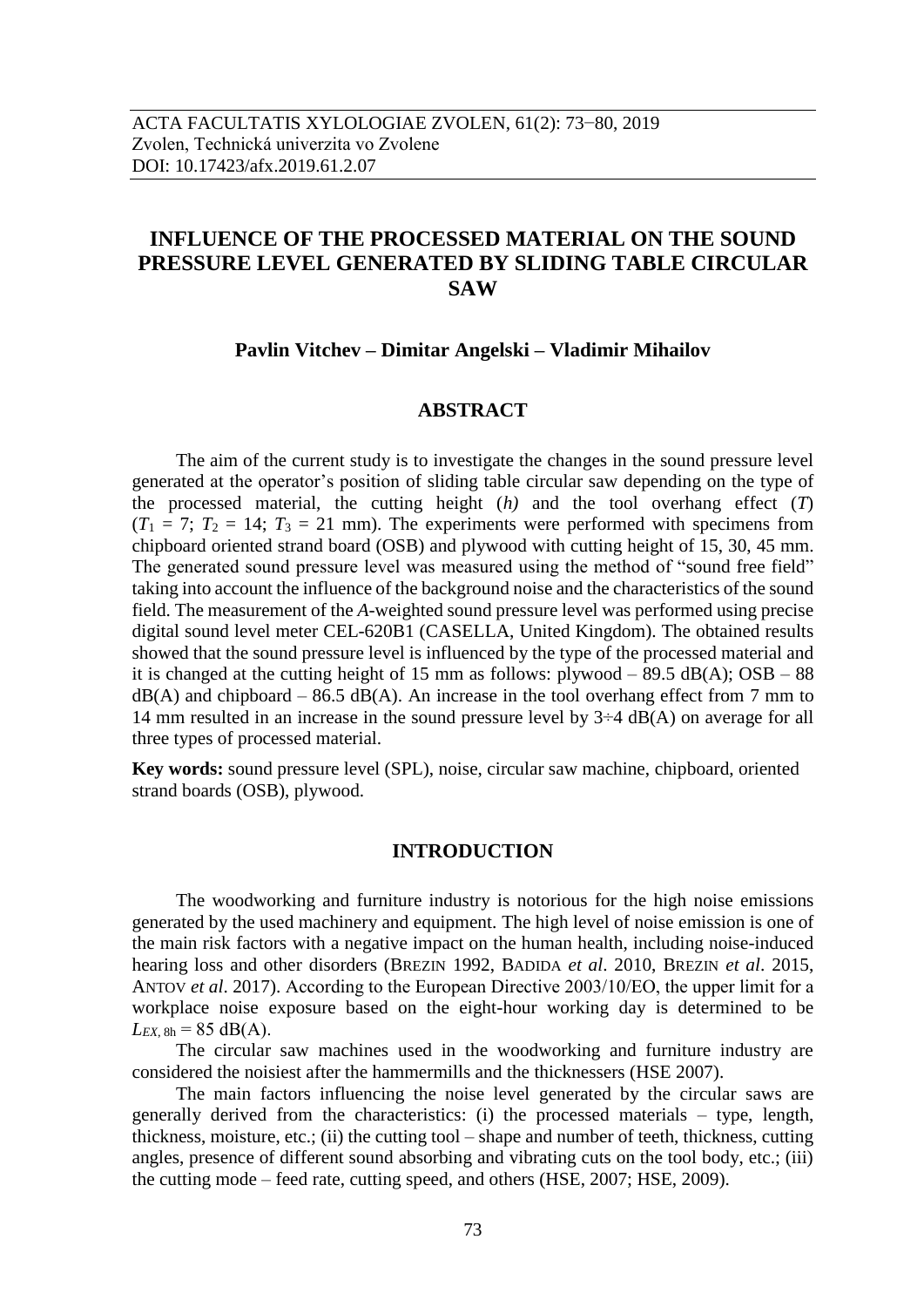ACTA FACULTATIS XYLOLOGIAE ZVOLEN, 61(2): 73−80, 2019
Zvolen, Technická univerzita vo Zvolene
DOI: 10.17423/afx.2019.61.2.07

# INFLUENCE OF THE PROCESSED MATERIAL ON THE SOUND PRESSURE LEVEL GENERATED BY SLIDING TABLE CIRCULAR SAW

**Pavlin Vitchev – Dimitar Angelski – Vladimir Mihailov**

## ABSTRACT

The aim of the current study is to investigate the changes in the sound pressure level generated at the operator's position of sliding table circular saw depending on the type of the processed material, the cutting height (*h)* and the tool overhang effect (*T*) ($T_1$ = 7; $T_2$ = 14; $T_3$ = 21 mm). The experiments were performed with specimens from chipboard oriented strand board (OSB) and plywood with cutting height of 15, 30, 45 mm. The generated sound pressure level was measured using the method of "sound free field" taking into account the influence of the background noise and the characteristics of the sound field. The measurement of the *A*-weighted sound pressure level was performed using precise digital sound level meter CEL-620B1 (CASELLA, United Kingdom). The obtained results showed that the sound pressure level is influenced by the type of the processed material and it is changed at the cutting height of 15 mm as follows: plywood – 89.5 dB(A); OSB – 88 dB(A) and chipboard – 86.5 dB(A). An increase in the tool overhang effect from 7 mm to 14 mm resulted in an increase in the sound pressure level by 3÷4 dB(A) on average for all three types of processed material.

**Key words:** sound pressure level (SPL), noise, circular saw machine, chipboard, oriented strand boards (OSB), plywood.

## INTRODUCTION

The woodworking and furniture industry is notorious for the high noise emissions generated by the used machinery and equipment. The high level of noise emission is one of the main risk factors with a negative impact on the human health, including noise-induced hearing loss and other disorders (BREZIN 1992, BADIDA *et al*. 2010, BREZIN *et al*. 2015, ANTOV *et al*. 2017). According to the European Directive 2003/10/EO, the upper limit for a workplace noise exposure based on the eight-hour working day is determined to be $L_{EX,\,8h}$ = 85 dB(A).

The circular saw machines used in the woodworking and furniture industry are considered the noisiest after the hammermills and the thicknessers (HSE 2007).

The main factors influencing the noise level generated by the circular saws are generally derived from the characteristics: (i) the processed materials – type, length, thickness, moisture, etc.; (ii) the cutting tool – shape and number of teeth, thickness, cutting angles, presence of different sound absorbing and vibrating cuts on the tool body, etc.; (iii) the cutting mode – feed rate, cutting speed, and others (HSE, 2007; HSE, 2009).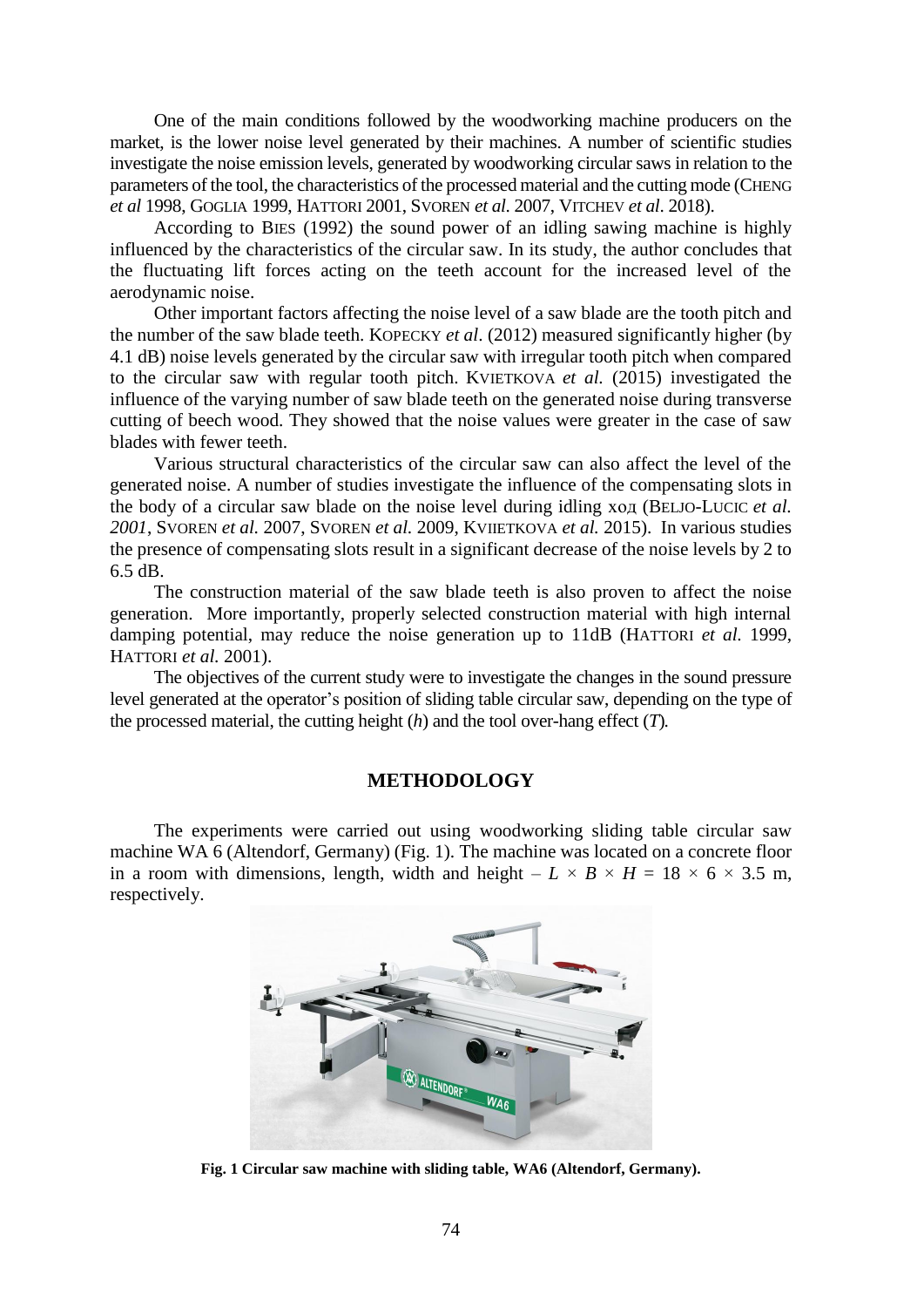One of the main conditions followed by the woodworking machine producers on the market, is the lower noise level generated by their machines. A number of scientific studies investigate the noise emission levels, generated by woodworking circular saws in relation to the parameters of the tool, the characteristics of the processed material and the cutting mode (CHENG *et al* 1998, GOGLIA 1999, HATTORI 2001, SVOREN *et al*. 2007, VITCHEV *et al*. 2018).

According to BIES (1992) the sound power of an idling sawing machine is highly influenced by the characteristics of the circular saw. In its study, the author concludes that the fluctuating lift forces acting on the teeth account for the increased level of the aerodynamic noise.

Other important factors affecting the noise level of a saw blade are the tooth pitch and the number of the saw blade teeth. KOPECKY *et al*. (2012) measured significantly higher (by 4.1 dB) noise levels generated by the circular saw with irregular tooth pitch when compared to the circular saw with regular tooth pitch. KVIETKOVA *et al.* (2015) investigated the influence of the varying number of saw blade teeth on the generated noise during transverse cutting of beech wood. They showed that the noise values were greater in the case of saw blades with fewer teeth.

Various structural characteristics of the circular saw can also affect the level of the generated noise. A number of studies investigate the influence of the compensating slots in the body of a circular saw blade on the noise level during idling ход (BELJO-LUCIC *et al. 2001*, SVOREN *et al.* 2007, SVOREN *et al.* 2009, KVIIETKOVA *et al.* 2015). In various studies the presence of compensating slots result in a significant decrease of the noise levels by 2 to 6.5 dB.

The construction material of the saw blade teeth is also proven to affect the noise generation. More importantly, properly selected construction material with high internal damping potential, may reduce the noise generation up to 11dB (HATTORI *et al.* 1999, HATTORI *et al.* 2001).

The objectives of the current study were to investigate the changes in the sound pressure level generated at the operator's position of sliding table circular saw, depending on the type of the processed material, the cutting height ($h$) and the tool over-hang effect ($T$).

## METHODOLOGY

The experiments were carried out using woodworking sliding table circular saw machine WA 6 (Altendorf, Germany) (Fig. 1). The machine was located on a concrete floor in a room with dimensions, length, width and height – $L \times B \times H = 18 \times 6 \times 3.5$ m, respectively.

**Fig. 1 Circular saw machine with sliding table, WA6 (Altendorf, Germany).**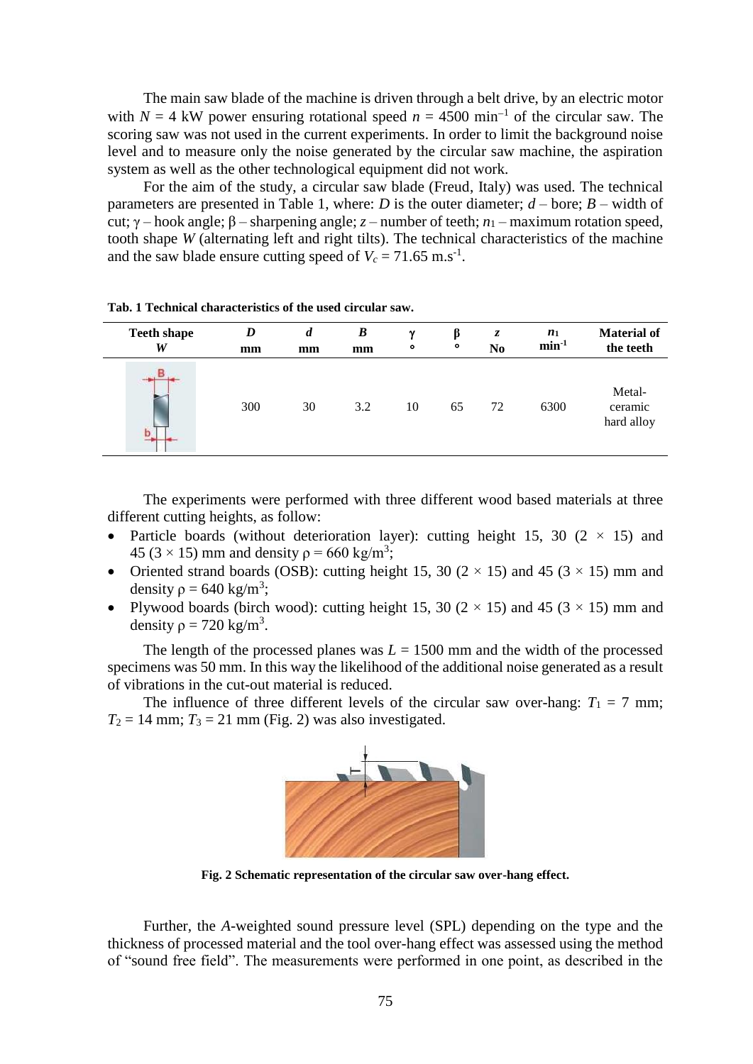The main saw blade of the machine is driven through a belt drive, by an electric motor with $N = 4$ kW power ensuring rotational speed $n = 4500$ min$^{-1}$ of the circular saw. The scoring saw was not used in the current experiments. In order to limit the background noise level and to measure only the noise generated by the circular saw machine, the aspiration system as well as the other technological equipment did not work.

For the aim of the study, a circular saw blade (Freud, Italy) was used. The technical parameters are presented in Table 1, where: $D$ is the outer diameter; $d$ – bore; $B$ – width of cut; $\gamma$ – hook angle; $\beta$ – sharpening angle; $z$ – number of teeth; $n_1$ – maximum rotation speed, tooth shape $W$ (alternating left and right tilts). The technical characteristics of the machine and the saw blade ensure cutting speed of $V_c = 71.65$ m.s$^{-1}$.

**Tab. 1 Technical characteristics of the used circular saw.**

| Teeth shape $W$ | $D$ mm | $d$ mm | $B$ mm | $\gamma$ ° | $\beta$ ° | $z$ No | $n_1$ min$^{-1}$ | Material of the teeth |
|---|---|---|---|---|---|---|---|---|
| | 300 | 30 | 3.2 | 10 | 65 | 72 | 6300 | Metal-ceramic hard alloy |

The experiments were performed with three different wood based materials at three different cutting heights, as follow:

- Particle boards (without deterioration layer): cutting height 15, 30 (2 × 15) and 45 (3 × 15) mm and density $\rho = 660$ kg/m$^3$;
- Oriented strand boards (OSB): cutting height 15, 30 (2 × 15) and 45 (3 × 15) mm and density $\rho = 640$ kg/m$^3$;
- Plywood boards (birch wood): cutting height 15, 30 (2 × 15) and 45 (3 × 15) mm and density $\rho = 720$ kg/m$^3$.

The length of the processed planes was $L = 1500$ mm and the width of the processed specimens was 50 mm. In this way the likelihood of the additional noise generated as a result of vibrations in the cut-out material is reduced.

The influence of three different levels of the circular saw over-hang: $T_1 = 7$ mm; $T_2 = 14$ mm; $T_3 = 21$ mm (Fig. 2) was also investigated.

**Fig. 2 Schematic representation of the circular saw over-hang effect.**

Further, the *A*-weighted sound pressure level (SPL) depending on the type and the thickness of processed material and the tool over-hang effect was assessed using the method of "sound free field". The measurements were performed in one point, as described in the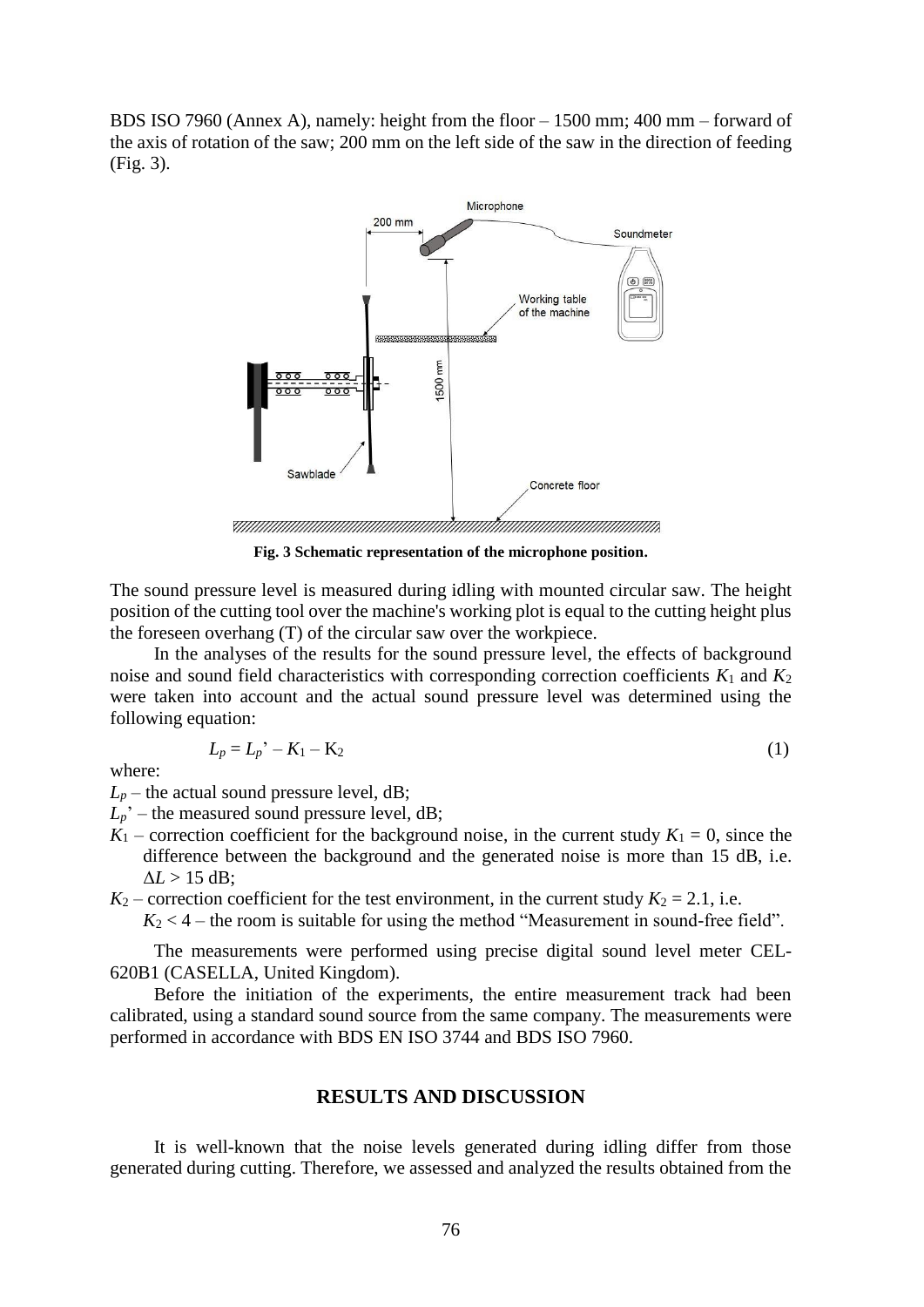BDS ISO 7960 (Annex A), namely: height from the floor – 1500 mm; 400 mm – forward of the axis of rotation of the saw; 200 mm on the left side of the saw in the direction of feeding (Fig. 3).

**Fig. 3 Schematic representation of the microphone position.**

The sound pressure level is measured during idling with mounted circular saw. The height position of the cutting tool over the machine's working plot is equal to the cutting height plus the foreseen overhang (T) of the circular saw over the workpiece.

In the analyses of the results for the sound pressure level, the effects of background noise and sound field characteristics with corresponding correction coefficients $K_1$ and $K_2$ were taken into account and the actual sound pressure level was determined using the following equation:

$$L_p = L_p' - K_1 - K_2 \tag{1}$$

where:

$L_p$ – the actual sound pressure level, dB;

$L_p'$ – the measured sound pressure level, dB;

$K_1$ – correction coefficient for the background noise, in the current study $K_1 = 0$, since the difference between the background and the generated noise is more than 15 dB, i.e. $\Delta L > 15$ dB;

$K_2$ – correction coefficient for the test environment, in the current study $K_2 = 2.1$, i.e. $K_2 < 4$ – the room is suitable for using the method "Measurement in sound-free field".

The measurements were performed using precise digital sound level meter CEL-620B1 (CASELLA, United Kingdom).

Before the initiation of the experiments, the entire measurement track had been calibrated, using a standard sound source from the same company. The measurements were performed in accordance with BDS EN ISO 3744 and BDS ISO 7960.

## RESULTS AND DISCUSSION

It is well-known that the noise levels generated during idling differ from those generated during cutting. Therefore, we assessed and analyzed the results obtained from the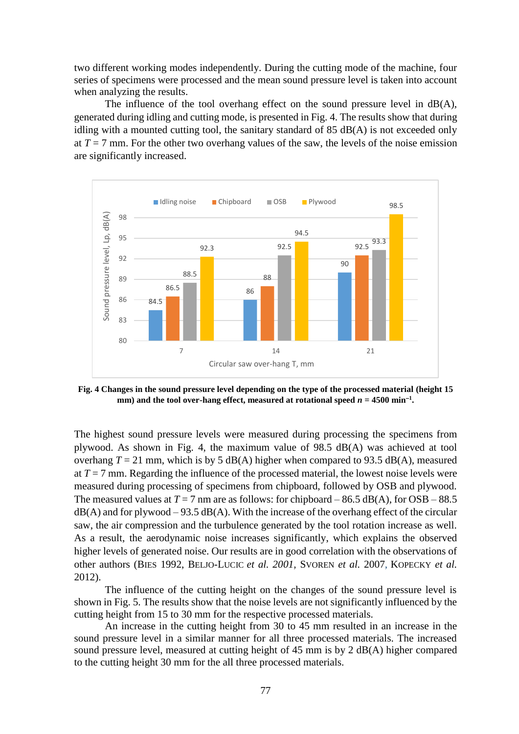two different working modes independently. During the cutting mode of the machine, four series of specimens were processed and the mean sound pressure level is taken into account when analyzing the results.

The influence of the tool overhang effect on the sound pressure level in dB(A), generated during idling and cutting mode, is presented in Fig. 4. The results show that during idling with a mounted cutting tool, the sanitary standard of 85 dB(A) is not exceeded only at $T = 7$ mm. For the other two overhang values of the saw, the levels of the noise emission are significantly increased.

| Circular saw over-hang T, mm | Idling noise | Chipboard | OSB | Plywood |
|---|---|---|---|---|
| 7 | 84.5 | 86.5 | 88.5 | 92.3 |
| 14 | 86 | 88 | 92.5 | 94.5 |
| 21 | 90 | 92.5 | 93.3 | 98.5 |

**Fig. 4 Changes in the sound pressure level depending on the type of the processed material (height 15 mm) and the tool over-hang effect, measured at rotational speed $n = 4500$ min$^{-1}$.**

The highest sound pressure levels were measured during processing the specimens from plywood. As shown in Fig. 4, the maximum value of 98.5 dB(A) was achieved at tool overhang $T = 21$ mm, which is by 5 dB(A) higher when compared to 93.5 dB(A), measured at $T = 7$ mm. Regarding the influence of the processed material, the lowest noise levels were measured during processing of specimens from chipboard, followed by OSB and plywood. The measured values at $T = 7$ nm are as follows: for chipboard – 86.5 dB(A), for OSB – 88.5 dB(A) and for plywood – 93.5 dB(A). With the increase of the overhang effect of the circular saw, the air compression and the turbulence generated by the tool rotation increase as well. As a result, the aerodynamic noise increases significantly, which explains the observed higher levels of generated noise. Our results are in good correlation with the observations of other authors (Bies 1992, Beljo-Lucic *et al. 2001*, Svoren *et al.* 2007, Kopecky *et al.* 2012).

The influence of the cutting height on the changes of the sound pressure level is shown in Fig. 5. The results show that the noise levels are not significantly influenced by the cutting height from 15 to 30 mm for the respective processed materials.

An increase in the cutting height from 30 to 45 mm resulted in an increase in the sound pressure level in a similar manner for all three processed materials. The increased sound pressure level, measured at cutting height of 45 mm is by 2 dB(A) higher compared to the cutting height 30 mm for the all three processed materials.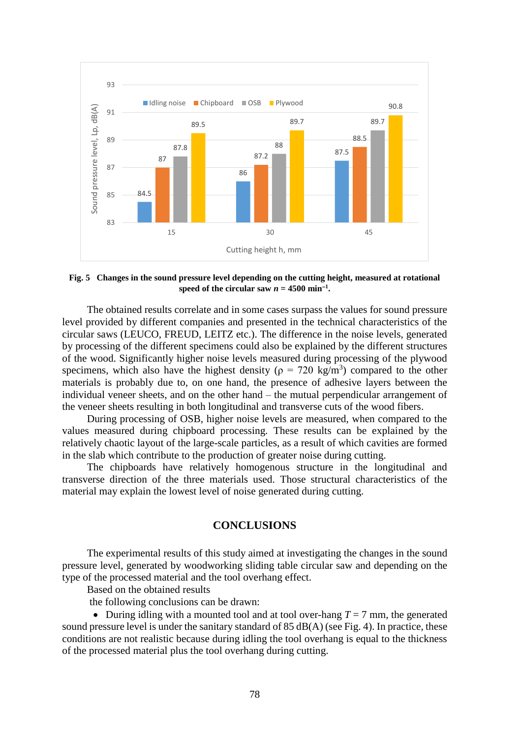Fig. 5 Changes in the sound pressure level depending on the cutting height, measured at rotational speed of the circular saw $n$ = 4500 min$^{-1}$.

The obtained results correlate and in some cases surpass the values for sound pressure level provided by different companies and presented in the technical characteristics of the circular saws (LEUCO, FREUD, LEITZ etc.). The difference in the noise levels, generated by processing of the different specimens could also be explained by the different structures of the wood. Significantly higher noise levels measured during processing of the plywood specimens, which also have the highest density ($\rho$ = 720 kg/m$^3$) compared to the other materials is probably due to, on one hand, the presence of adhesive layers between the individual veneer sheets, and on the other hand – the mutual perpendicular arrangement of the veneer sheets resulting in both longitudinal and transverse cuts of the wood fibers.

During processing of OSB, higher noise levels are measured, when compared to the values measured during chipboard processing. These results can be explained by the relatively chaotic layout of the large-scale particles, as a result of which cavities are formed in the slab which contribute to the production of greater noise during cutting.

The chipboards have relatively homogenous structure in the longitudinal and transverse direction of the three materials used. Those structural characteristics of the material may explain the lowest level of noise generated during cutting.

## CONCLUSIONS

The experimental results of this study aimed at investigating the changes in the sound pressure level, generated by woodworking sliding table circular saw and depending on the type of the processed material and the tool overhang effect.

Based on the obtained results

the following conclusions can be drawn:

- During idling with a mounted tool and at tool over-hang $T$ = 7 mm, the generated sound pressure level is under the sanitary standard of 85 dB(A) (see Fig. 4). In practice, these conditions are not realistic because during idling the tool overhang is equal to the thickness of the processed material plus the tool overhang during cutting.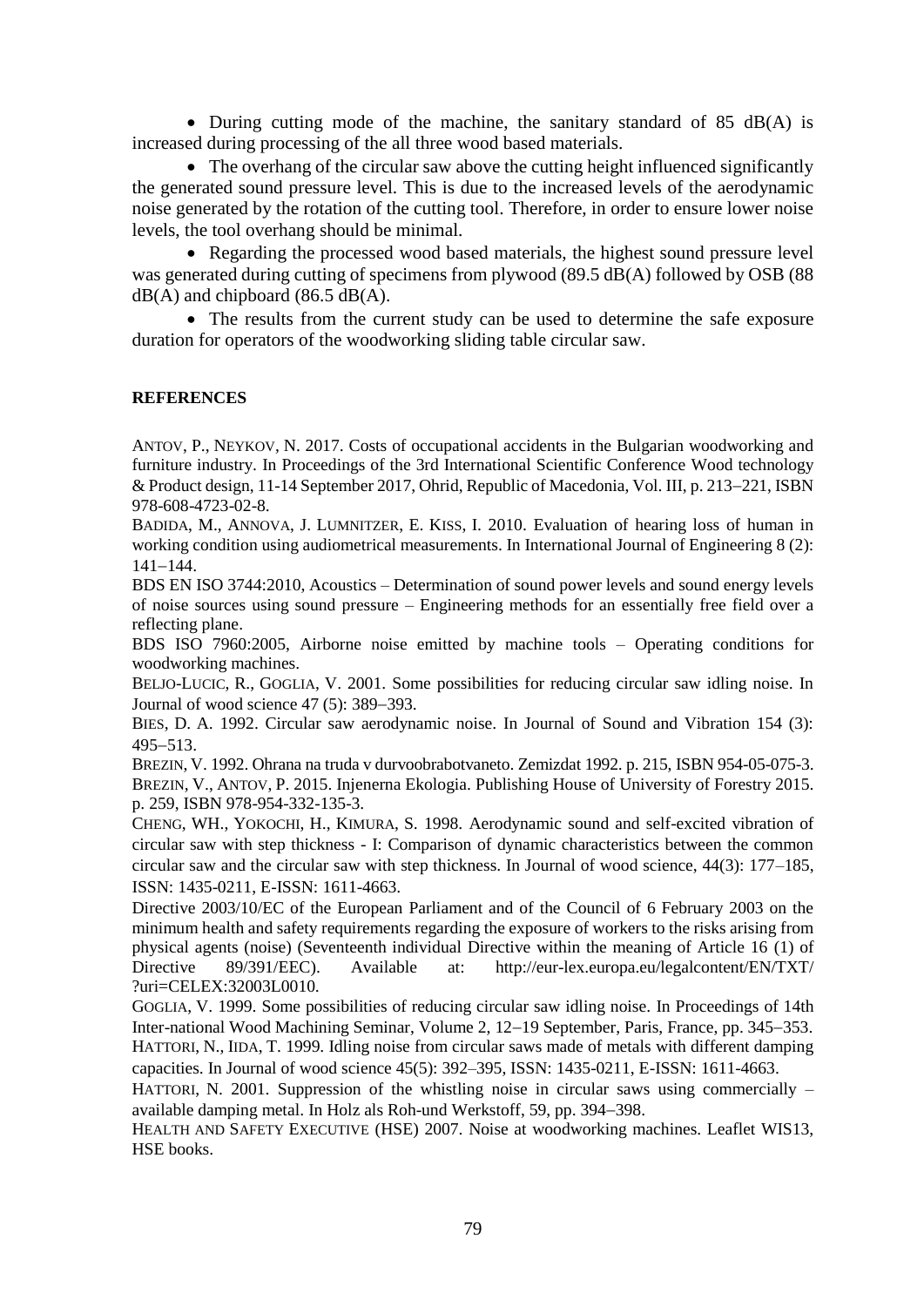- During cutting mode of the machine, the sanitary standard of 85 dB(A) is increased during processing of the all three wood based materials.
- The overhang of the circular saw above the cutting height influenced significantly the generated sound pressure level. This is due to the increased levels of the aerodynamic noise generated by the rotation of the cutting tool. Therefore, in order to ensure lower noise levels, the tool overhang should be minimal.
- Regarding the processed wood based materials, the highest sound pressure level was generated during cutting of specimens from plywood (89.5 dB(A) followed by OSB (88 dB(A) and chipboard (86.5 dB(A).
- The results from the current study can be used to determine the safe exposure duration for operators of the woodworking sliding table circular saw.

**REFERENCES**

ANTOV, P., NEYKOV, N. 2017. Costs of occupational accidents in the Bulgarian woodworking and furniture industry. In Proceedings of the 3rd International Scientific Conference Wood technology & Product design, 11-14 September 2017, Ohrid, Republic of Macedonia, Vol. III, p. 213–221, ISBN 978-608-4723-02-8.

BADIDA, M., ANNOVA, J. LUMNITZER, E. KISS, I. 2010. Evaluation of hearing loss of human in working condition using audiometrical measurements. In International Journal of Engineering 8 (2): 141–144.

BDS EN ISO 3744:2010, Acoustics – Determination of sound power levels and sound energy levels of noise sources using sound pressure – Engineering methods for an essentially free field over a reflecting plane.

BDS ISO 7960:2005, Airborne noise emitted by machine tools – Operating conditions for woodworking machines.

BELJO-LUCIC, R., GOGLIA, V. 2001. Some possibilities for reducing circular saw idling noise. In Journal of wood science 47 (5): 389–393.

BIES, D. A. 1992. Circular saw aerodynamic noise. In Journal of Sound and Vibration 154 (3): 495–513.

BREZIN, V. 1992. Ohrana na truda v durvoobrabotvaneto. Zemizdat 1992. p. 215, ISBN 954-05-075-3.

BREZIN, V., ANTOV, P. 2015. Injenerna Ekologia. Publishing House of University of Forestry 2015. p. 259, ISBN 978-954-332-135-3.

CHENG, WH., YOKOCHI, H., KIMURA, S. 1998. Aerodynamic sound and self-excited vibration of circular saw with step thickness - I: Comparison of dynamic characteristics between the common circular saw and the circular saw with step thickness. In Journal of wood science, 44(3): 177–185, ISSN: 1435-0211, E-ISSN: 1611-4663.

Directive 2003/10/EC of the European Parliament and of the Council of 6 February 2003 on the minimum health and safety requirements regarding the exposure of workers to the risks arising from physical agents (noise) (Seventeenth individual Directive within the meaning of Article 16 (1) of Directive 89/391/EEC). Available at: http://eur-lex.europa.eu/legalcontent/EN/TXT/?uri=CELEX:32003L0010.

GOGLIA, V. 1999. Some possibilities of reducing circular saw idling noise. In Proceedings of 14th Inter-national Wood Machining Seminar, Volume 2, 12–19 September, Paris, France, pp. 345–353.

HATTORI, N., IIDA, T. 1999. Idling noise from circular saws made of metals with different damping capacities. In Journal of wood science 45(5): 392–395, ISSN: 1435-0211, E-ISSN: 1611-4663.

HATTORI, N. 2001. Suppression of the whistling noise in circular saws using commercially – available damping metal. In Holz als Roh-und Werkstoff, 59, pp. 394–398.

HEALTH AND SAFETY EXECUTIVE (HSE) 2007. Noise at woodworking machines. Leaflet WIS13, HSE books.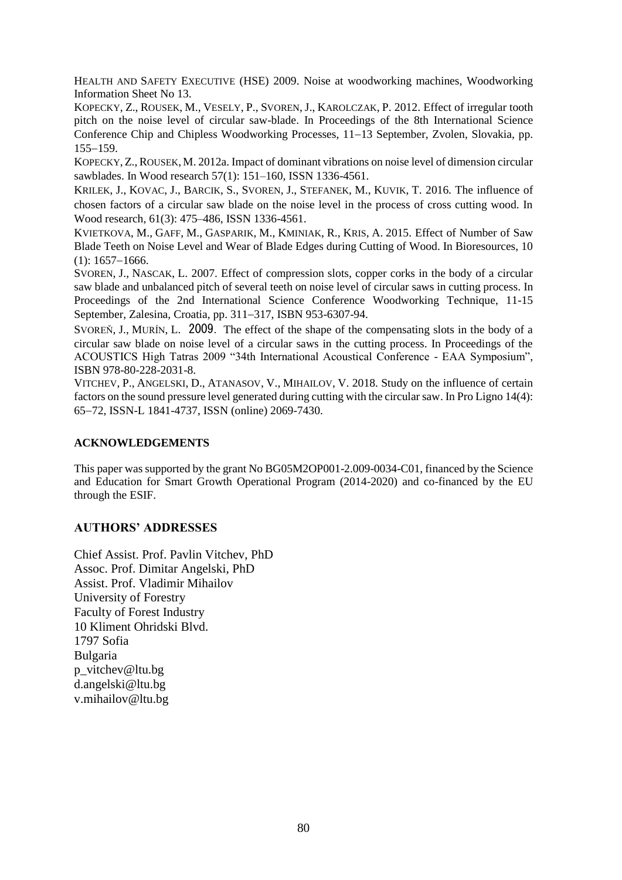HEALTH AND SAFETY EXECUTIVE (HSE) 2009. Noise at woodworking machines, Woodworking Information Sheet No 13.

KOPECKY, Z., ROUSEK, M., VESELY, P., SVOREN, J., KAROLCZAK, P. 2012. Effect of irregular tooth pitch on the noise level of circular saw-blade. In Proceedings of the 8th International Science Conference Chip and Chipless Woodworking Processes, 11–13 September, Zvolen, Slovakia, pp. 155–159.

KOPECKY, Z., ROUSEK, M. 2012a. Impact of dominant vibrations on noise level of dimension circular sawblades. In Wood research 57(1): 151–160, ISSN 1336-4561.

KRILEK, J., KOVAC, J., BARCIK, S., SVOREN, J., STEFANEK, M., KUVIK, T. 2016. The influence of chosen factors of a circular saw blade on the noise level in the process of cross cutting wood. In Wood research, 61(3): 475–486, ISSN 1336-4561.

KVIETKOVA, M., GAFF, M., GASPARIK, M., KMINIAK, R., KRIS, A. 2015. Effect of Number of Saw Blade Teeth on Noise Level and Wear of Blade Edges during Cutting of Wood. In Bioresources, 10 (1): 1657–1666.

SVOREN, J., NASCAK, L. 2007. Effect of compression slots, copper corks in the body of a circular saw blade and unbalanced pitch of several teeth on noise level of circular saws in cutting process. In Proceedings of the 2nd International Science Conference Woodworking Technique, 11-15 September, Zalesina, Croatia, pp. 311–317, ISBN 953-6307-94.

SVOREŇ, J., MURÍN, L. 2009. The effect of the shape of the compensating slots in the body of a circular saw blade on noise level of a circular saws in the cutting process. In Proceedings of the ACOUSTICS High Tatras 2009 "34th International Acoustical Conference - EAA Symposium", ISBN 978-80-228-2031-8.

VITCHEV, P., ANGELSKI, D., ATANASOV, V., MIHAILOV, V. 2018. Study on the influence of certain factors on the sound pressure level generated during cutting with the circular saw. In Pro Ligno 14(4): 65–72, ISSN-L 1841-4737, ISSN (online) 2069-7430.

## ACKNOWLEDGEMENTS

This paper was supported by the grant No BG05M2OP001-2.009-0034-C01, financed by the Science and Education for Smart Growth Operational Program (2014-2020) and co-financed by the EU through the ESIF.

## AUTHORS' ADDRESSES

Chief Assist. Prof. Pavlin Vitchev, PhD
Assoc. Prof. Dimitar Angelski, PhD
Assist. Prof. Vladimir Mihailov
University of Forestry
Faculty of Forest Industry
10 Kliment Ohridski Blvd.
1797 Sofia
Bulgaria
p_vitchev@ltu.bg
d.angelski@ltu.bg
v.mihailov@ltu.bg